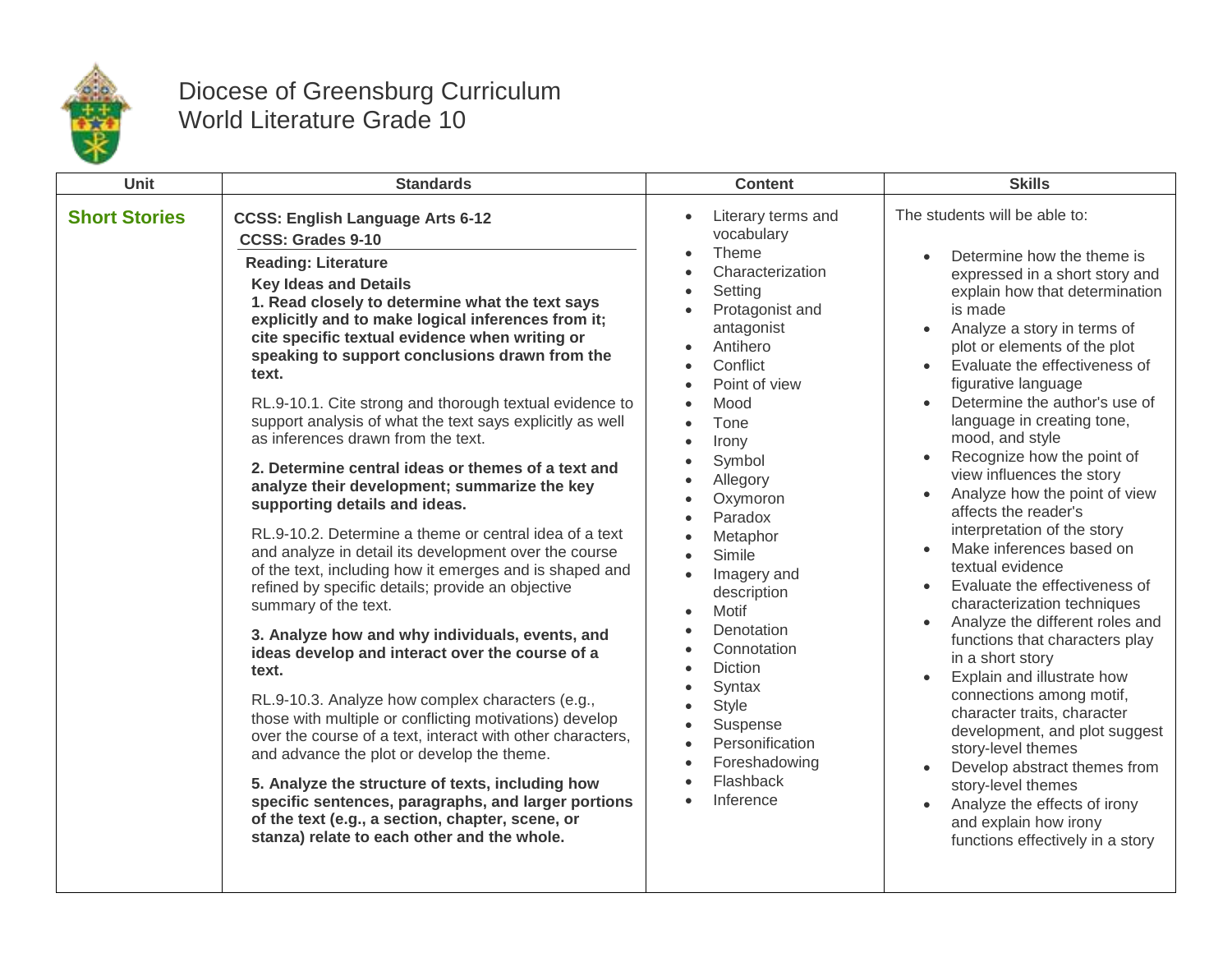# Diocese of Greensburg Curriculum
## World Literature Grade 10

| Unit | Standards | Content | Skills |
|---|---|---|---|
| **Short Stories** | **CCSS: English Language Arts 6-12**<br>**CCSS: Grades 9-10**<br>**Reading: Literature**<br>**Key Ideas and Details**<br>**1. Read closely to determine what the text says explicitly and to make logical inferences from it; cite specific textual evidence when writing or speaking to support conclusions drawn from the text.**<br>RL.9-10.1. Cite strong and thorough textual evidence to support analysis of what the text says explicitly as well as inferences drawn from the text.<br>**2. Determine central ideas or themes of a text and analyze their development; summarize the key supporting details and ideas.**<br>RL.9-10.2. Determine a theme or central idea of a text and analyze in detail its development over the course of the text, including how it emerges and is shaped and refined by specific details; provide an objective summary of the text.<br>**3. Analyze how and why individuals, events, and ideas develop and interact over the course of a text.**<br>RL.9-10.3. Analyze how complex characters (e.g., those with multiple or conflicting motivations) develop over the course of a text, interact with other characters, and advance the plot or develop the theme.<br>**5. Analyze the structure of texts, including how specific sentences, paragraphs, and larger portions of the text (e.g., a section, chapter, scene, or stanza) relate to each other and the whole.** | • Literary terms and vocabulary<br>• Theme<br>• Characterization<br>• Setting<br>• Protagonist and antagonist<br>• Antihero<br>• Conflict<br>• Point of view<br>• Mood<br>• Tone<br>• Irony<br>• Symbol<br>• Allegory<br>• Oxymoron<br>• Paradox<br>• Metaphor<br>• Simile<br>• Imagery and description<br>• Motif<br>• Denotation<br>• Connotation<br>• Diction<br>• Syntax<br>• Style<br>• Suspense<br>• Personification<br>• Foreshadowing<br>• Flashback<br>• Inference | The students will be able to:<br>• Determine how the theme is expressed in a short story and explain how that determination is made<br>• Analyze a story in terms of plot or elements of the plot<br>• Evaluate the effectiveness of figurative language<br>• Determine the author's use of language in creating tone, mood, and style<br>• Recognize how the point of view influences the story<br>• Analyze how the point of view affects the reader's interpretation of the story<br>• Make inferences based on textual evidence<br>• Evaluate the effectiveness of characterization techniques<br>• Analyze the different roles and functions that characters play in a short story<br>• Explain and illustrate how connections among motif, character traits, character development, and plot suggest story-level themes<br>• Develop abstract themes from story-level themes<br>• Analyze the effects of irony and explain how irony functions effectively in a story |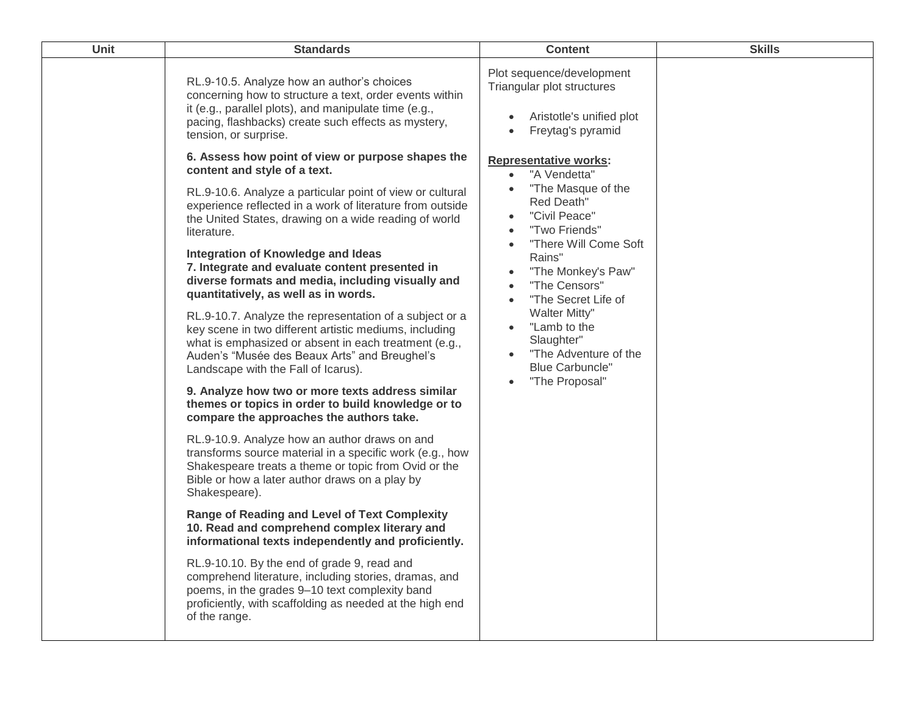| Unit | Standards | Content | Skills |
|---|---|---|---|
| | RL.9-10.5. Analyze how an author's choices concerning how to structure a text, order events within it (e.g., parallel plots), and manipulate time (e.g., pacing, flashbacks) create such effects as mystery, tension, or surprise.<br><br>**6. Assess how point of view or purpose shapes the content and style of a text.**<br><br>RL.9-10.6. Analyze a particular point of view or cultural experience reflected in a work of literature from outside the United States, drawing on a wide reading of world literature.<br><br>**Integration of Knowledge and Ideas**<br>**7. Integrate and evaluate content presented in diverse formats and media, including visually and quantitatively, as well as in words.**<br><br>RL.9-10.7. Analyze the representation of a subject or a key scene in two different artistic mediums, including what is emphasized or absent in each treatment (e.g., Auden's "Musée des Beaux Arts" and Breughel's Landscape with the Fall of Icarus).<br><br>**9. Analyze how two or more texts address similar themes or topics in order to build knowledge or to compare the approaches the authors take.**<br><br>RL.9-10.9. Analyze how an author draws on and transforms source material in a specific work (e.g., how Shakespeare treats a theme or topic from Ovid or the Bible or how a later author draws on a play by Shakespeare).<br><br>**Range of Reading and Level of Text Complexity**<br>**10. Read and comprehend complex literary and informational texts independently and proficiently.**<br><br>RL.9-10.10. By the end of grade 9, read and comprehend literature, including stories, dramas, and poems, in the grades 9–10 text complexity band proficiently, with scaffolding as needed at the high end of the range. | Plot sequence/development<br>Triangular plot structures<br><br>• Aristotle's unified plot<br>• Freytag's pyramid<br><br>**Representative works:**<br>• "A Vendetta"<br>• "The Masque of the Red Death"<br>• "Civil Peace"<br>• "Two Friends"<br>• "There Will Come Soft Rains"<br>• "The Monkey's Paw"<br>• "The Censors"<br>• "The Secret Life of Walter Mitty"<br>• "Lamb to the Slaughter"<br>• "The Adventure of the Blue Carbuncle"<br>• "The Proposal" | |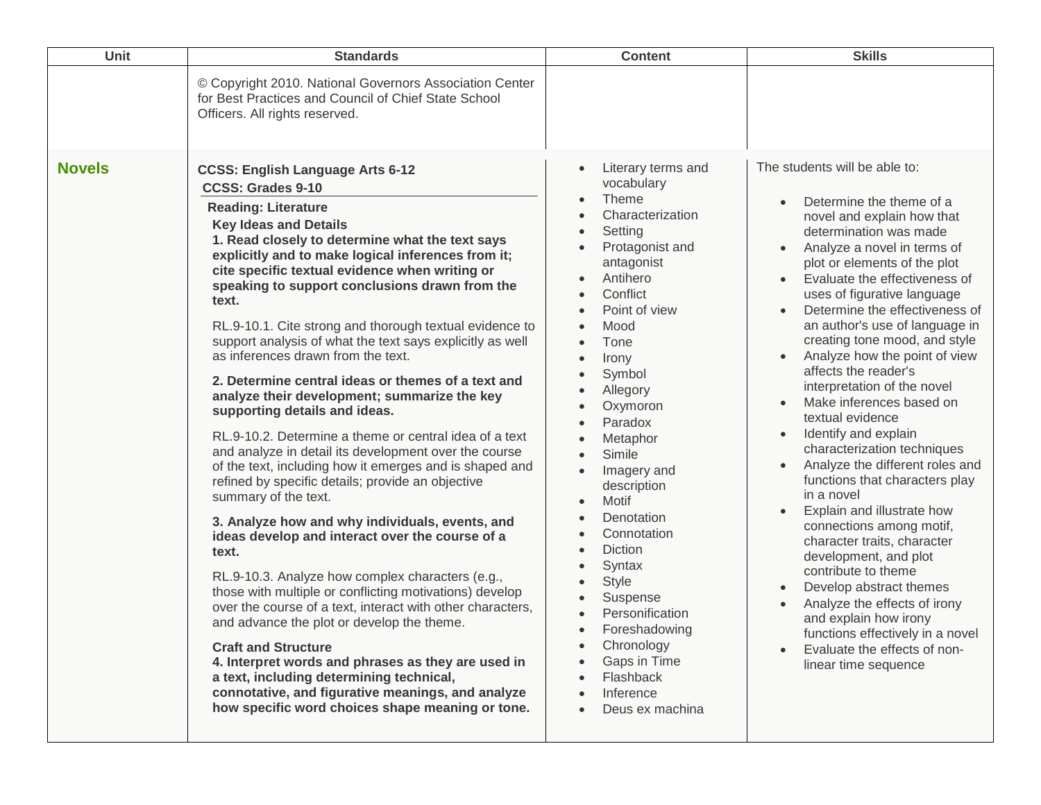| Unit | Standards | Content | Skills |
|---|---|---|---|
| | © Copyright 2010. National Governors Association Center for Best Practices and Council of Chief State School Officers. All rights reserved. | | |
| **Novels** | **CCSS: English Language Arts 6-12**<br>**CCSS: Grades 9-10**<br>**Reading: Literature**<br>**Key Ideas and Details**<br>**1. Read closely to determine what the text says explicitly and to make logical inferences from it; cite specific textual evidence when writing or speaking to support conclusions drawn from the text.**<br><br>RL.9-10.1. Cite strong and thorough textual evidence to support analysis of what the text says explicitly as well as inferences drawn from the text.<br><br>**2. Determine central ideas or themes of a text and analyze their development; summarize the key supporting details and ideas.**<br><br>RL.9-10.2. Determine a theme or central idea of a text and analyze in detail its development over the course of the text, including how it emerges and is shaped and refined by specific details; provide an objective summary of the text.<br><br>**3. Analyze how and why individuals, events, and ideas develop and interact over the course of a text.**<br><br>RL.9-10.3. Analyze how complex characters (e.g., those with multiple or conflicting motivations) develop over the course of a text, interact with other characters, and advance the plot or develop the theme.<br><br>**Craft and Structure**<br>**4. Interpret words and phrases as they are used in a text, including determining technical, connotative, and figurative meanings, and analyze how specific word choices shape meaning or tone.** | • Literary terms and vocabulary<br>• Theme<br>• Characterization<br>• Setting<br>• Protagonist and antagonist<br>• Antihero<br>• Conflict<br>• Point of view<br>• Mood<br>• Tone<br>• Irony<br>• Symbol<br>• Allegory<br>• Oxymoron<br>• Paradox<br>• Metaphor<br>• Simile<br>• Imagery and description<br>• Motif<br>• Denotation<br>• Connotation<br>• Diction<br>• Syntax<br>• Style<br>• Suspense<br>• Personification<br>• Foreshadowing<br>• Chronology<br>• Gaps in Time<br>• Flashback<br>• Inference<br>• Deus ex machina | The students will be able to:<br><br>• Determine the theme of a novel and explain how that determination was made<br>• Analyze a novel in terms of plot or elements of the plot<br>• Evaluate the effectiveness of uses of figurative language<br>• Determine the effectiveness of an author's use of language in creating tone mood, and style<br>• Analyze how the point of view affects the reader's interpretation of the novel<br>• Make inferences based on textual evidence<br>• Identify and explain characterization techniques<br>• Analyze the different roles and functions that characters play in a novel<br>• Explain and illustrate how connections among motif, character traits, character development, and plot contribute to theme<br>• Develop abstract themes<br>• Analyze the effects of irony and explain how irony functions effectively in a novel<br>• Evaluate the effects of non-linear time sequence |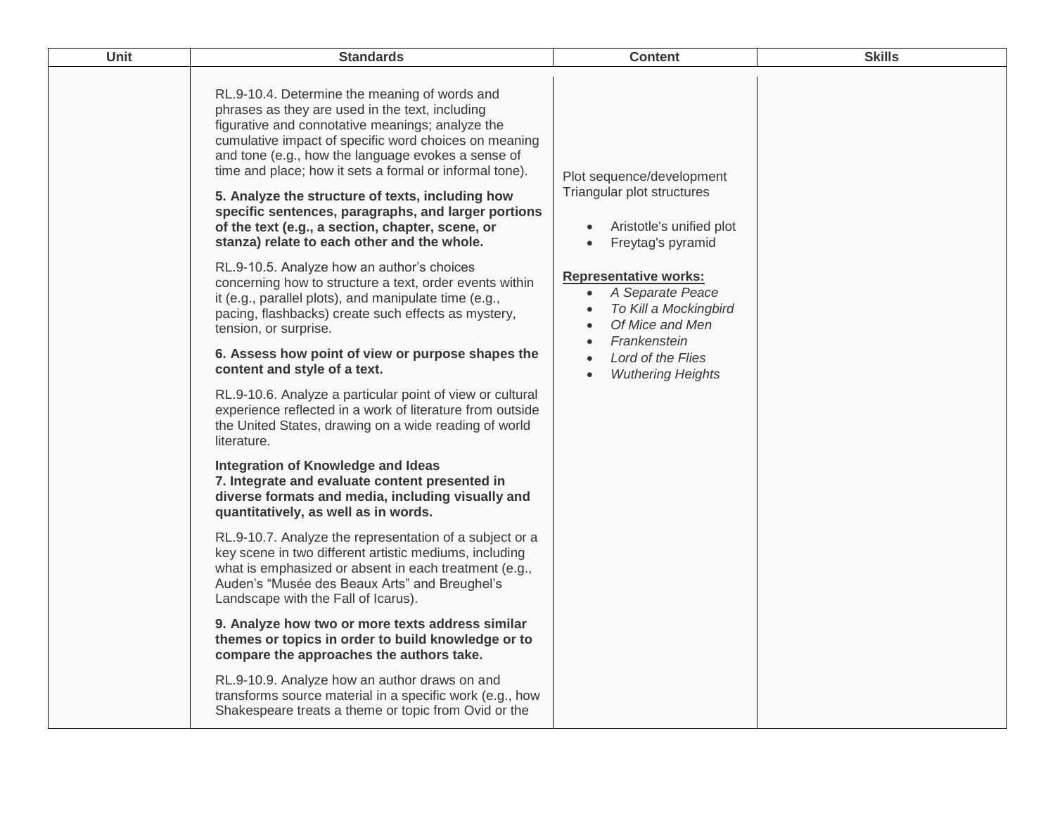| Unit | Standards | Content | Skills |
|---|---|---|---|
| | RL.9-10.4. Determine the meaning of words and phrases as they are used in the text, including figurative and connotative meanings; analyze the cumulative impact of specific word choices on meaning and tone (e.g., how the language evokes a sense of time and place; how it sets a formal or informal tone).<br><br>**5. Analyze the structure of texts, including how specific sentences, paragraphs, and larger portions of the text (e.g., a section, chapter, scene, or stanza) relate to each other and the whole.**<br><br>RL.9-10.5. Analyze how an author's choices concerning how to structure a text, order events within it (e.g., parallel plots), and manipulate time (e.g., pacing, flashbacks) create such effects as mystery, tension, or surprise.<br><br>**6. Assess how point of view or purpose shapes the content and style of a text.**<br><br>RL.9-10.6. Analyze a particular point of view or cultural experience reflected in a work of literature from outside the United States, drawing on a wide reading of world literature.<br><br>**Integration of Knowledge and Ideas**<br>**7. Integrate and evaluate content presented in diverse formats and media, including visually and quantitatively, as well as in words.**<br><br>RL.9-10.7. Analyze the representation of a subject or a key scene in two different artistic mediums, including what is emphasized or absent in each treatment (e.g., Auden's "Musée des Beaux Arts" and Breughel's Landscape with the Fall of Icarus).<br><br>**9. Analyze how two or more texts address similar themes or topics in order to build knowledge or to compare the approaches the authors take.**<br><br>RL.9-10.9. Analyze how an author draws on and transforms source material in a specific work (e.g., how Shakespeare treats a theme or topic from Ovid or the | Plot sequence/development<br>Triangular plot structures<br><br>• Aristotle's unified plot<br>• Freytag's pyramid<br><br>**Representative works:**<br>• *A Separate Peace*<br>• *To Kill a Mockingbird*<br>• *Of Mice and Men*<br>• *Frankenstein*<br>• *Lord of the Flies*<br>• *Wuthering Heights* | |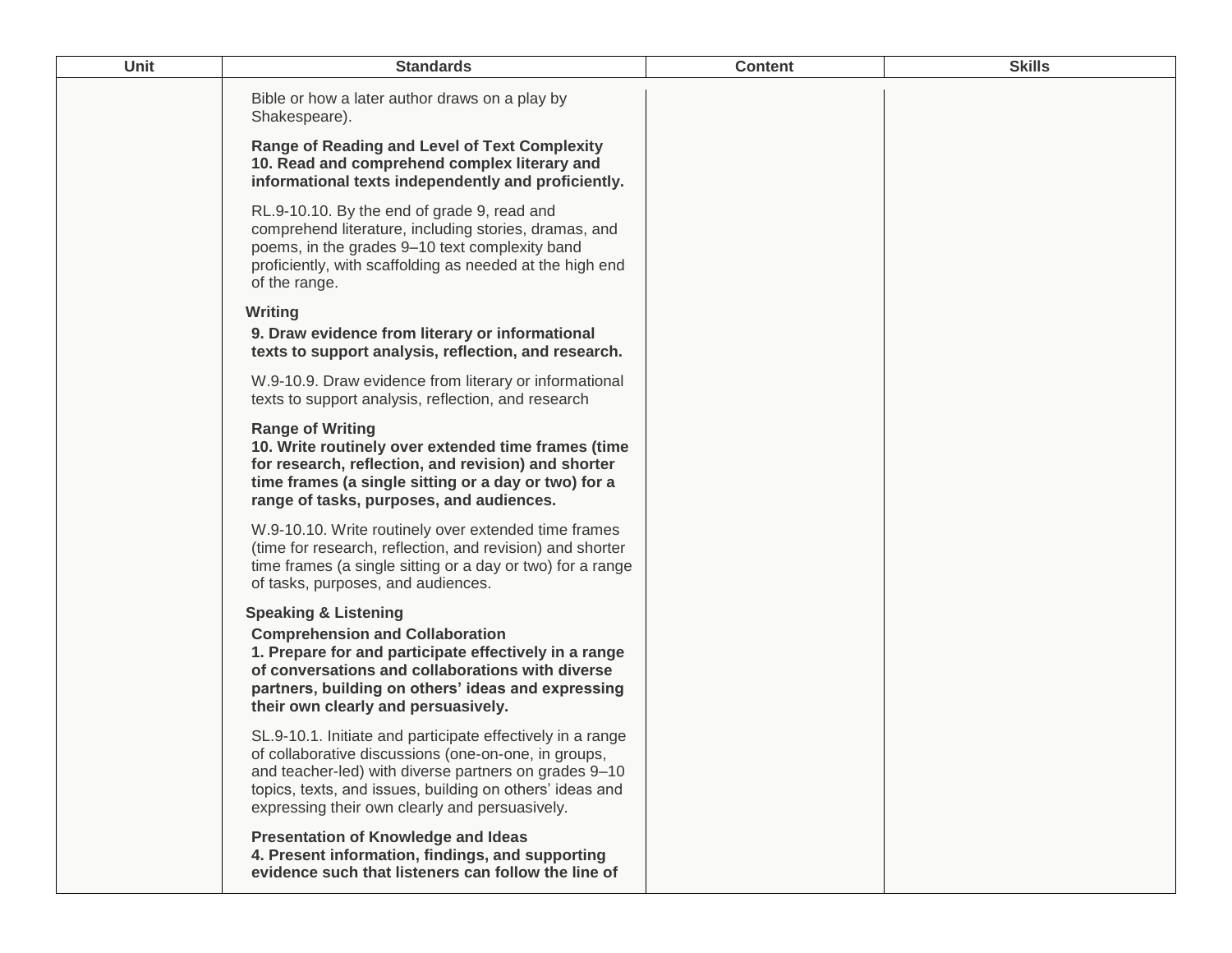| Unit | Standards | Content | Skills |
| --- | --- | --- | --- |
| | Bible or how a later author draws on a play by Shakespeare).<br><br>**Range of Reading and Level of Text Complexity**<br>**10. Read and comprehend complex literary and informational texts independently and proficiently.**<br><br>RL.9-10.10. By the end of grade 9, read and comprehend literature, including stories, dramas, and poems, in the grades 9–10 text complexity band proficiently, with scaffolding as needed at the high end of the range.<br><br>**Writing**<br>**9. Draw evidence from literary or informational texts to support analysis, reflection, and research.**<br><br>W.9-10.9. Draw evidence from literary or informational texts to support analysis, reflection, and research<br><br>**Range of Writing**<br>**10. Write routinely over extended time frames (time for research, reflection, and revision) and shorter time frames (a single sitting or a day or two) for a range of tasks, purposes, and audiences.**<br><br>W.9-10.10. Write routinely over extended time frames (time for research, reflection, and revision) and shorter time frames (a single sitting or a day or two) for a range of tasks, purposes, and audiences.<br><br>**Speaking & Listening**<br>**Comprehension and Collaboration**<br>**1. Prepare for and participate effectively in a range of conversations and collaborations with diverse partners, building on others' ideas and expressing their own clearly and persuasively.**<br><br>SL.9-10.1. Initiate and participate effectively in a range of collaborative discussions (one-on-one, in groups, and teacher-led) with diverse partners on grades 9–10 topics, texts, and issues, building on others' ideas and expressing their own clearly and persuasively.<br><br>**Presentation of Knowledge and Ideas**<br>**4. Present information, findings, and supporting evidence such that listeners can follow the line of** | | |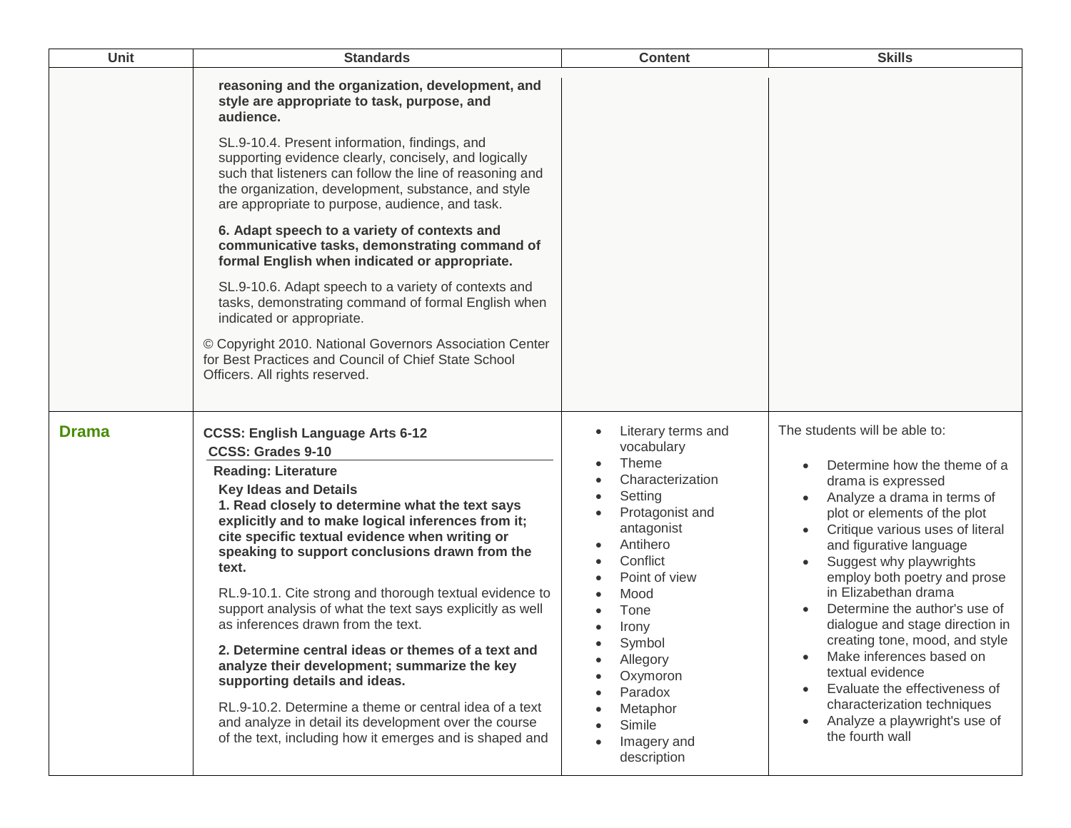| Unit | Standards | Content | Skills |
|---|---|---|---|
| | **reasoning and the organization, development, and style are appropriate to task, purpose, and audience.**<br><br>SL.9-10.4. Present information, findings, and supporting evidence clearly, concisely, and logically such that listeners can follow the line of reasoning and the organization, development, substance, and style are appropriate to purpose, audience, and task.<br><br>**6. Adapt speech to a variety of contexts and communicative tasks, demonstrating command of formal English when indicated or appropriate.**<br><br>SL.9-10.6. Adapt speech to a variety of contexts and tasks, demonstrating command of formal English when indicated or appropriate.<br><br>© Copyright 2010. National Governors Association Center for Best Practices and Council of Chief State School Officers. All rights reserved. | | |
| **Drama** | **CCSS: English Language Arts 6-12**<br>**CCSS: Grades 9-10**<br>**Reading: Literature**<br>**Key Ideas and Details**<br>**1. Read closely to determine what the text says explicitly and to make logical inferences from it; cite specific textual evidence when writing or speaking to support conclusions drawn from the text.**<br><br>RL.9-10.1. Cite strong and thorough textual evidence to support analysis of what the text says explicitly as well as inferences drawn from the text.<br><br>**2. Determine central ideas or themes of a text and analyze their development; summarize the key supporting details and ideas.**<br><br>RL.9-10.2. Determine a theme or central idea of a text and analyze in detail its development over the course of the text, including how it emerges and is shaped and | • Literary terms and vocabulary<br>• Theme<br>• Characterization<br>• Setting<br>• Protagonist and antagonist<br>• Antihero<br>• Conflict<br>• Point of view<br>• Mood<br>• Tone<br>• Irony<br>• Symbol<br>• Allegory<br>• Oxymoron<br>• Paradox<br>• Metaphor<br>• Simile<br>• Imagery and description | The students will be able to:<br><br>• Determine how the theme of a drama is expressed<br>• Analyze a drama in terms of plot or elements of the plot<br>• Critique various uses of literal and figurative language<br>• Suggest why playwrights employ both poetry and prose in Elizabethan drama<br>• Determine the author's use of dialogue and stage direction in creating tone, mood, and style<br>• Make inferences based on textual evidence<br>• Evaluate the effectiveness of characterization techniques<br>• Analyze a playwright's use of the fourth wall |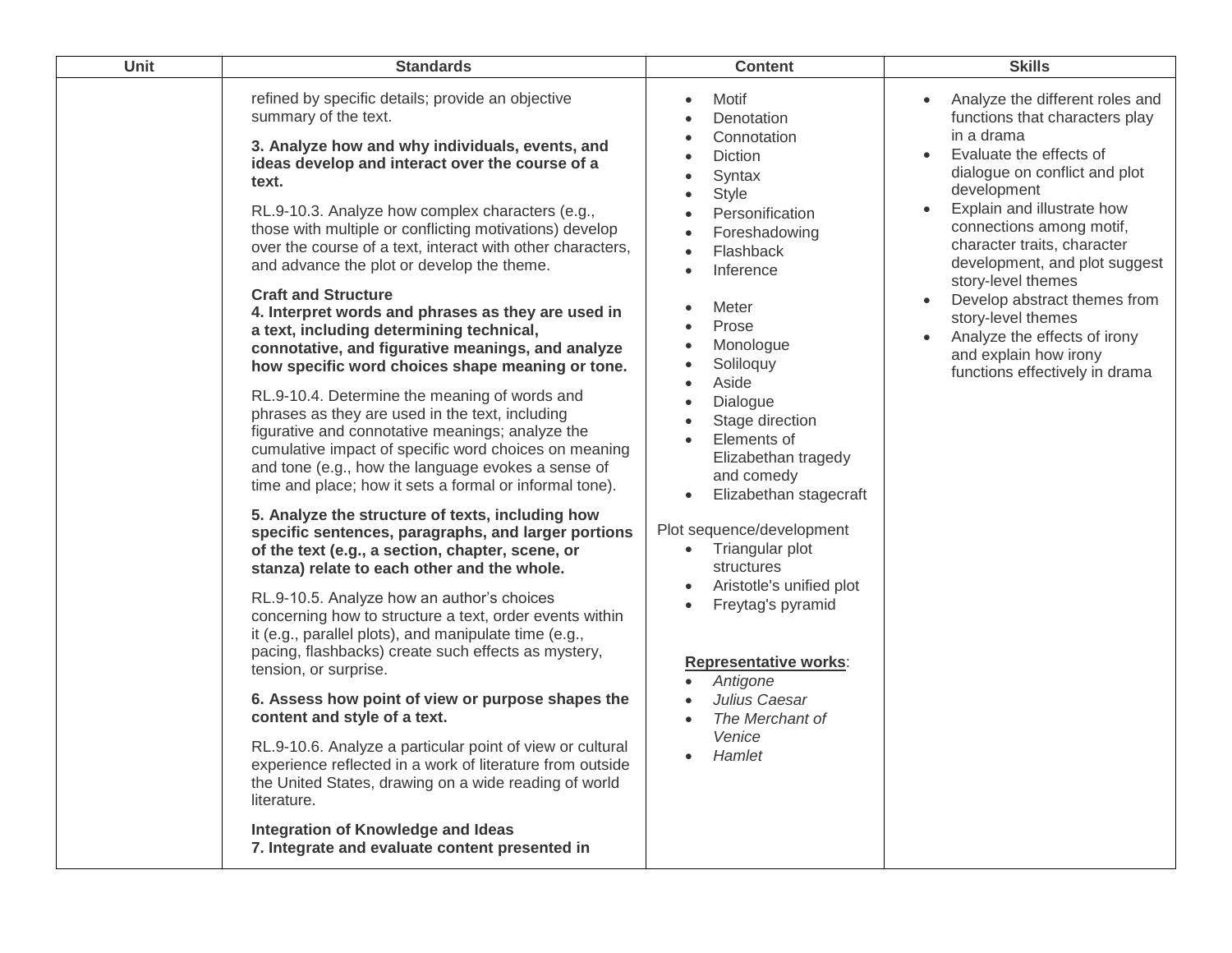| Unit | Standards | Content | Skills |
| --- | --- | --- | --- |
| | refined by specific details; provide an objective summary of the text.<br><br>**3. Analyze how and why individuals, events, and ideas develop and interact over the course of a text.**<br><br>RL.9-10.3. Analyze how complex characters (e.g., those with multiple or conflicting motivations) develop over the course of a text, interact with other characters, and advance the plot or develop the theme.<br><br>**Craft and Structure**<br>**4. Interpret words and phrases as they are used in a text, including determining technical, connotative, and figurative meanings, and analyze how specific word choices shape meaning or tone.**<br><br>RL.9-10.4. Determine the meaning of words and phrases as they are used in the text, including figurative and connotative meanings; analyze the cumulative impact of specific word choices on meaning and tone (e.g., how the language evokes a sense of time and place; how it sets a formal or informal tone).<br><br>**5. Analyze the structure of texts, including how specific sentences, paragraphs, and larger portions of the text (e.g., a section, chapter, scene, or stanza) relate to each other and the whole.**<br><br>RL.9-10.5. Analyze how an author's choices concerning how to structure a text, order events within it (e.g., parallel plots), and manipulate time (e.g., pacing, flashbacks) create such effects as mystery, tension, or surprise.<br><br>**6. Assess how point of view or purpose shapes the content and style of a text.**<br><br>RL.9-10.6. Analyze a particular point of view or cultural experience reflected in a work of literature from outside the United States, drawing on a wide reading of world literature.<br><br>**Integration of Knowledge and Ideas**<br>**7. Integrate and evaluate content presented in** | • Motif<br>• Denotation<br>• Connotation<br>• Diction<br>• Syntax<br>• Style<br>• Personification<br>• Foreshadowing<br>• Flashback<br>• Inference<br><br>• Meter<br>• Prose<br>• Monologue<br>• Soliloquy<br>• Aside<br>• Dialogue<br>• Stage direction<br>• Elements of Elizabethan tragedy and comedy<br>• Elizabethan stagecraft<br><br>Plot sequence/development<br>• Triangular plot structures<br>• Aristotle's unified plot<br>• Freytag's pyramid<br><br>**Representative works**:<br>• *Antigone*<br>• *Julius Caesar*<br>• *The Merchant of Venice*<br>• *Hamlet* | • Analyze the different roles and functions that characters play in a drama<br>• Evaluate the effects of dialogue on conflict and plot development<br>• Explain and illustrate how connections among motif, character traits, character development, and plot suggest story-level themes<br>• Develop abstract themes from story-level themes<br>• Analyze the effects of irony and explain how irony functions effectively in drama |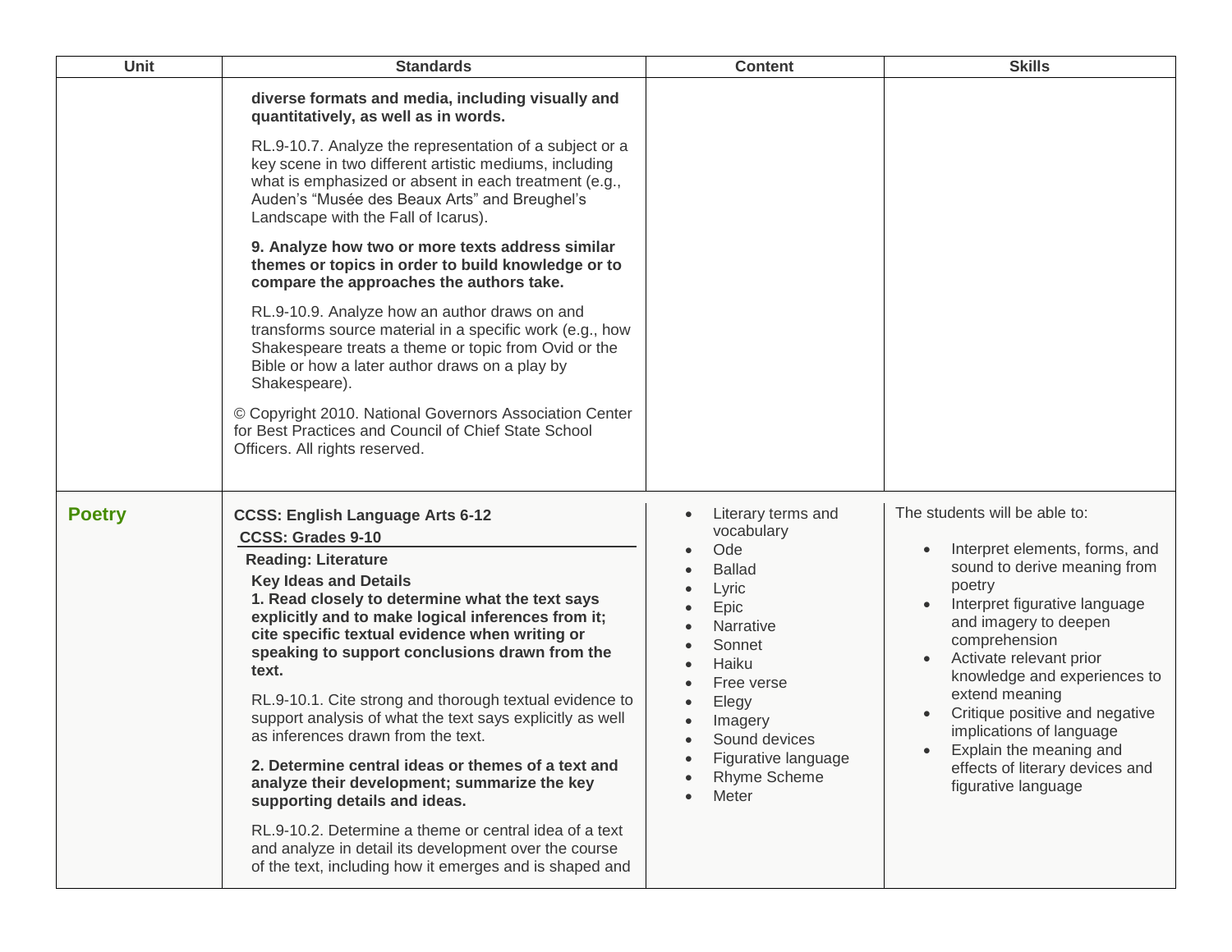| Unit | Standards | Content | Skills |
|---|---|---|---|
| | **diverse formats and media, including visually and quantitatively, as well as in words.**<br><br>RL.9-10.7. Analyze the representation of a subject or a key scene in two different artistic mediums, including what is emphasized or absent in each treatment (e.g., Auden's "Musée des Beaux Arts" and Breughel's Landscape with the Fall of Icarus).<br><br>**9. Analyze how two or more texts address similar themes or topics in order to build knowledge or to compare the approaches the authors take.**<br><br>RL.9-10.9. Analyze how an author draws on and transforms source material in a specific work (e.g., how Shakespeare treats a theme or topic from Ovid or the Bible or how a later author draws on a play by Shakespeare).<br><br>© Copyright 2010. National Governors Association Center for Best Practices and Council of Chief State School Officers. All rights reserved. | | |
| **Poetry** | **CCSS: English Language Arts 6-12**<br>**CCSS: Grades 9-10**<br>**Reading: Literature**<br>**Key Ideas and Details**<br>**1. Read closely to determine what the text says explicitly and to make logical inferences from it; cite specific textual evidence when writing or speaking to support conclusions drawn from the text.**<br><br>RL.9-10.1. Cite strong and thorough textual evidence to support analysis of what the text says explicitly as well as inferences drawn from the text.<br><br>**2. Determine central ideas or themes of a text and analyze their development; summarize the key supporting details and ideas.**<br><br>RL.9-10.2. Determine a theme or central idea of a text and analyze in detail its development over the course of the text, including how it emerges and is shaped and | • Literary terms and vocabulary<br>• Ode<br>• Ballad<br>• Lyric<br>• Epic<br>• Narrative<br>• Sonnet<br>• Haiku<br>• Free verse<br>• Elegy<br>• Imagery<br>• Sound devices<br>• Figurative language<br>• Rhyme Scheme<br>• Meter | The students will be able to:<br><br>• Interpret elements, forms, and sound to derive meaning from poetry<br>• Interpret figurative language and imagery to deepen comprehension<br>• Activate relevant prior knowledge and experiences to extend meaning<br>• Critique positive and negative implications of language<br>• Explain the meaning and effects of literary devices and figurative language |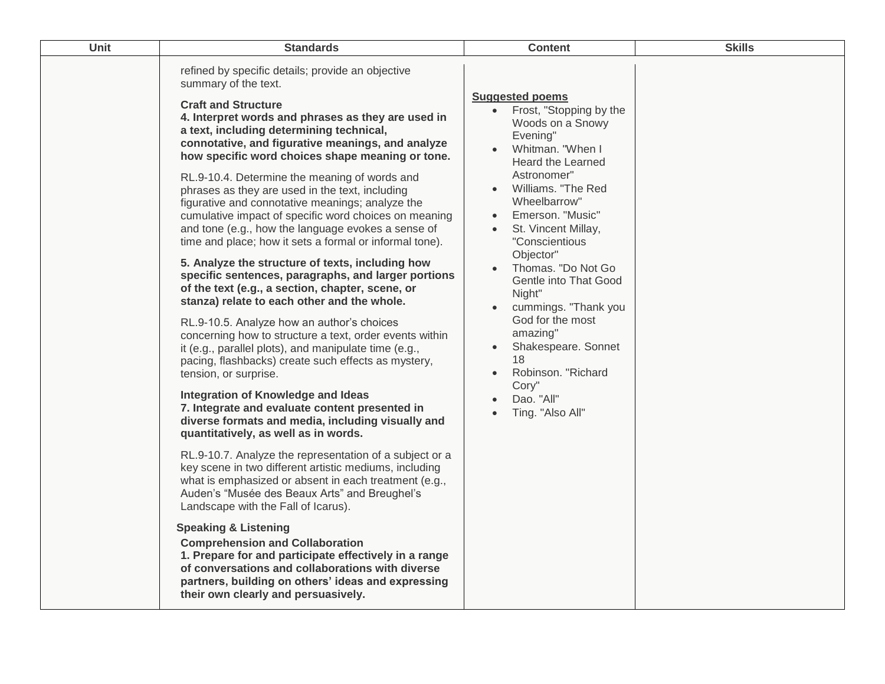| Unit | Standards | Content | Skills |
|---|---|---|---|
| | refined by specific details; provide an objective summary of the text.<br><br>**Craft and Structure**<br>**4. Interpret words and phrases as they are used in a text, including determining technical, connotative, and figurative meanings, and analyze how specific word choices shape meaning or tone.**<br><br>RL.9-10.4. Determine the meaning of words and phrases as they are used in the text, including figurative and connotative meanings; analyze the cumulative impact of specific word choices on meaning and tone (e.g., how the language evokes a sense of time and place; how it sets a formal or informal tone).<br><br>**5. Analyze the structure of texts, including how specific sentences, paragraphs, and larger portions of the text (e.g., a section, chapter, scene, or stanza) relate to each other and the whole.**<br><br>RL.9-10.5. Analyze how an author's choices concerning how to structure a text, order events within it (e.g., parallel plots), and manipulate time (e.g., pacing, flashbacks) create such effects as mystery, tension, or surprise.<br><br>**Integration of Knowledge and Ideas**<br>**7. Integrate and evaluate content presented in diverse formats and media, including visually and quantitatively, as well as in words.**<br><br>RL.9-10.7. Analyze the representation of a subject or a key scene in two different artistic mediums, including what is emphasized or absent in each treatment (e.g., Auden's "Musée des Beaux Arts" and Breughel's Landscape with the Fall of Icarus).<br><br>**Speaking & Listening**<br>**Comprehension and Collaboration**<br>**1. Prepare for and participate effectively in a range of conversations and collaborations with diverse partners, building on others' ideas and expressing their own clearly and persuasively.** | **Suggested poems**<br>• Frost, "Stopping by the Woods on a Snowy Evening"<br>• Whitman. "When I Heard the Learned Astronomer"<br>• Williams. "The Red Wheelbarrow"<br>• Emerson. "Music"<br>• St. Vincent Millay, "Conscientious Objector"<br>• Thomas. "Do Not Go Gentle into That Good Night"<br>• cummings. "Thank you God for the most amazing"<br>• Shakespeare. Sonnet 18<br>• Robinson. "Richard Cory"<br>• Dao. "All"<br>• Ting. "Also All" | |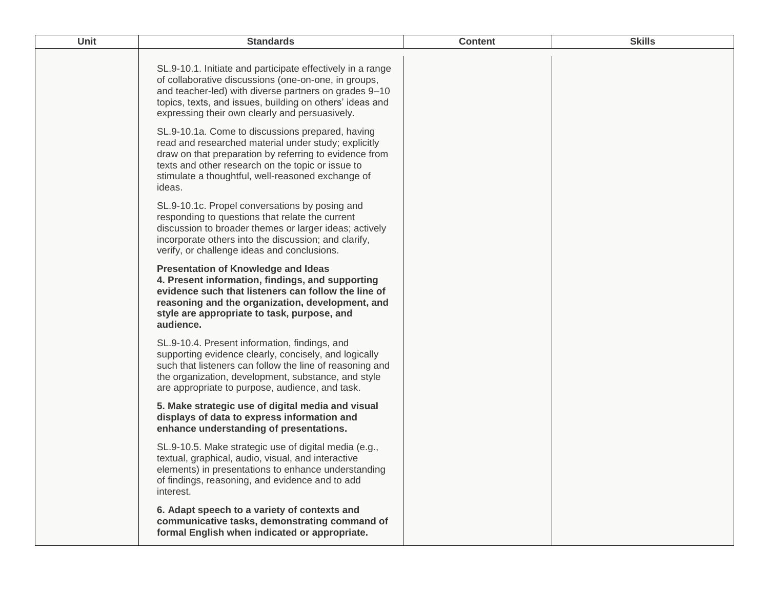| Unit | Standards | Content | Skills |
| --- | --- | --- | --- |
| | SL.9-10.1. Initiate and participate effectively in a range of collaborative discussions (one-on-one, in groups, and teacher-led) with diverse partners on grades 9–10 topics, texts, and issues, building on others' ideas and expressing their own clearly and persuasively.<br><br>SL.9-10.1a. Come to discussions prepared, having read and researched material under study; explicitly draw on that preparation by referring to evidence from texts and other research on the topic or issue to stimulate a thoughtful, well-reasoned exchange of ideas.<br><br>SL.9-10.1c. Propel conversations by posing and responding to questions that relate the current discussion to broader themes or larger ideas; actively incorporate others into the discussion; and clarify, verify, or challenge ideas and conclusions.<br><br>**Presentation of Knowledge and Ideas**<br>**4. Present information, findings, and supporting evidence such that listeners can follow the line of reasoning and the organization, development, and style are appropriate to task, purpose, and audience.**<br><br>SL.9-10.4. Present information, findings, and supporting evidence clearly, concisely, and logically such that listeners can follow the line of reasoning and the organization, development, substance, and style are appropriate to purpose, audience, and task.<br><br>**5. Make strategic use of digital media and visual displays of data to express information and enhance understanding of presentations.**<br><br>SL.9-10.5. Make strategic use of digital media (e.g., textual, graphical, audio, visual, and interactive elements) in presentations to enhance understanding of findings, reasoning, and evidence and to add interest.<br><br>**6. Adapt speech to a variety of contexts and communicative tasks, demonstrating command of formal English when indicated or appropriate.** | | |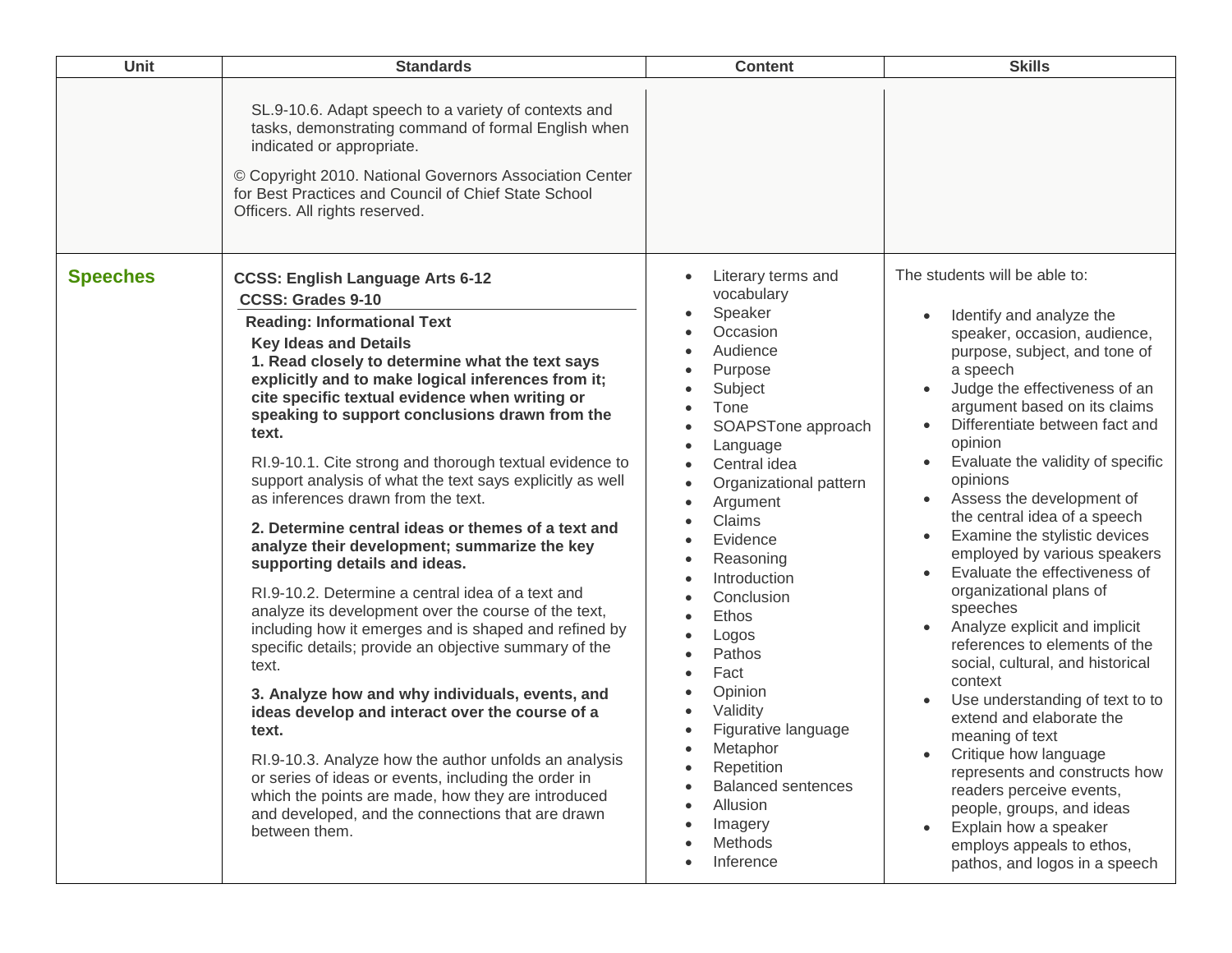| Unit | Standards | Content | Skills |
|---|---|---|---|
| | SL.9-10.6. Adapt speech to a variety of contexts and tasks, demonstrating command of formal English when indicated or appropriate.<br><br>© Copyright 2010. National Governors Association Center for Best Practices and Council of Chief State School Officers. All rights reserved. | | |
| **Speeches** | **CCSS: English Language Arts 6-12**<br>**CCSS: Grades 9-10**<br>**Reading: Informational Text**<br>**Key Ideas and Details**<br>**1. Read closely to determine what the text says explicitly and to make logical inferences from it; cite specific textual evidence when writing or speaking to support conclusions drawn from the text.**<br><br>RI.9-10.1. Cite strong and thorough textual evidence to support analysis of what the text says explicitly as well as inferences drawn from the text.<br><br>**2. Determine central ideas or themes of a text and analyze their development; summarize the key supporting details and ideas.**<br><br>RI.9-10.2. Determine a central idea of a text and analyze its development over the course of the text, including how it emerges and is shaped and refined by specific details; provide an objective summary of the text.<br><br>**3. Analyze how and why individuals, events, and ideas develop and interact over the course of a text.**<br><br>RI.9-10.3. Analyze how the author unfolds an analysis or series of ideas or events, including the order in which the points are made, how they are introduced and developed, and the connections that are drawn between them. | • Literary terms and vocabulary<br>• Speaker<br>• Occasion<br>• Audience<br>• Purpose<br>• Subject<br>• Tone<br>• SOAPSTone approach<br>• Language<br>• Central idea<br>• Organizational pattern<br>• Argument<br>• Claims<br>• Evidence<br>• Reasoning<br>• Introduction<br>• Conclusion<br>• Ethos<br>• Logos<br>• Pathos<br>• Fact<br>• Opinion<br>• Validity<br>• Figurative language<br>• Metaphor<br>• Repetition<br>• Balanced sentences<br>• Allusion<br>• Imagery<br>• Methods<br>• Inference | The students will be able to:<br><br>• Identify and analyze the speaker, occasion, audience, purpose, subject, and tone of a speech<br>• Judge the effectiveness of an argument based on its claims<br>• Differentiate between fact and opinion<br>• Evaluate the validity of specific opinions<br>• Assess the development of the central idea of a speech<br>• Examine the stylistic devices employed by various speakers<br>• Evaluate the effectiveness of organizational plans of speeches<br>• Analyze explicit and implicit references to elements of the social, cultural, and historical context<br>• Use understanding of text to to extend and elaborate the meaning of text<br>• Critique how language represents and constructs how readers perceive events, people, groups, and ideas<br>• Explain how a speaker employs appeals to ethos, pathos, and logos in a speech |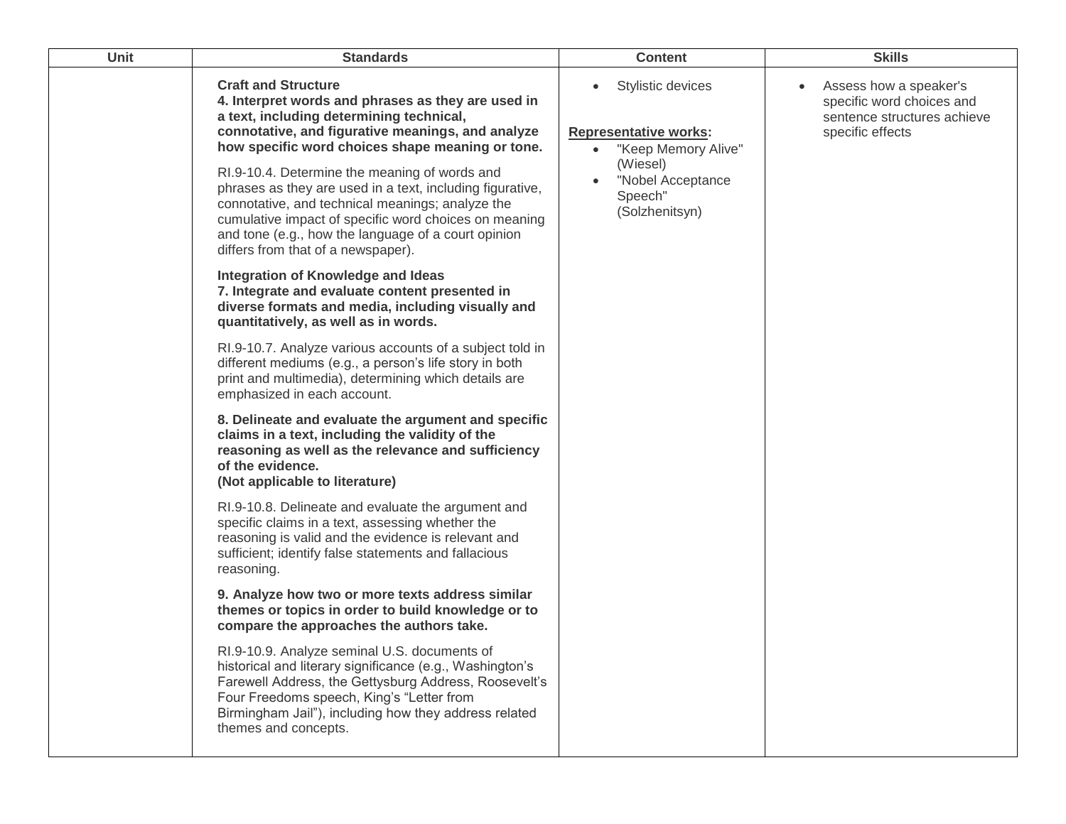| Unit | Standards | Content | Skills |
| --- | --- | --- | --- |
| | **Craft and Structure**<br>**4. Interpret words and phrases as they are used in a text, including determining technical, connotative, and figurative meanings, and analyze how specific word choices shape meaning or tone.**<br><br>RI.9-10.4. Determine the meaning of words and phrases as they are used in a text, including figurative, connotative, and technical meanings; analyze the cumulative impact of specific word choices on meaning and tone (e.g., how the language of a court opinion differs from that of a newspaper).<br><br>**Integration of Knowledge and Ideas**<br>**7. Integrate and evaluate content presented in diverse formats and media, including visually and quantitatively, as well as in words.**<br><br>RI.9-10.7. Analyze various accounts of a subject told in different mediums (e.g., a person's life story in both print and multimedia), determining which details are emphasized in each account.<br><br>**8. Delineate and evaluate the argument and specific claims in a text, including the validity of the reasoning as well as the relevance and sufficiency of the evidence.**<br>**(Not applicable to literature)**<br><br>RI.9-10.8. Delineate and evaluate the argument and specific claims in a text, assessing whether the reasoning is valid and the evidence is relevant and sufficient; identify false statements and fallacious reasoning.<br><br>**9. Analyze how two or more texts address similar themes or topics in order to build knowledge or to compare the approaches the authors take.**<br><br>RI.9-10.9. Analyze seminal U.S. documents of historical and literary significance (e.g., Washington's Farewell Address, the Gettysburg Address, Roosevelt's Four Freedoms speech, King's "Letter from Birmingham Jail"), including how they address related themes and concepts. | • Stylistic devices<br><br>**Representative works:**<br>• "Keep Memory Alive" (Wiesel)<br>• "Nobel Acceptance Speech" (Solzhenitsyn) | • Assess how a speaker's specific word choices and sentence structures achieve specific effects |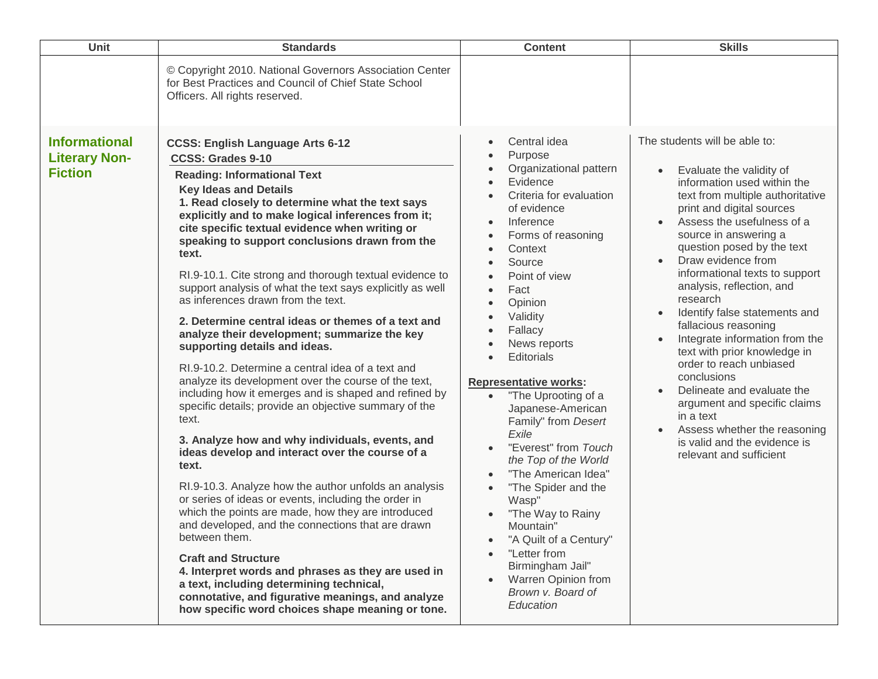| Unit | Standards | Content | Skills |
|---|---|---|---|
| | © Copyright 2010. National Governors Association Center for Best Practices and Council of Chief State School Officers. All rights reserved. | | |
| **Informational Literary Non-Fiction** | **CCSS: English Language Arts 6-12**<br>**CCSS: Grades 9-10**<br>**Reading: Informational Text**<br>**Key Ideas and Details**<br>**1. Read closely to determine what the text says explicitly and to make logical inferences from it; cite specific textual evidence when writing or speaking to support conclusions drawn from the text.**<br>RI.9-10.1. Cite strong and thorough textual evidence to support analysis of what the text says explicitly as well as inferences drawn from the text.<br>**2. Determine central ideas or themes of a text and analyze their development; summarize the key supporting details and ideas.**<br>RI.9-10.2. Determine a central idea of a text and analyze its development over the course of the text, including how it emerges and is shaped and refined by specific details; provide an objective summary of the text.<br>**3. Analyze how and why individuals, events, and ideas develop and interact over the course of a text.**<br>RI.9-10.3. Analyze how the author unfolds an analysis or series of ideas or events, including the order in which the points are made, how they are introduced and developed, and the connections that are drawn between them.<br>**Craft and Structure**<br>**4. Interpret words and phrases as they are used in a text, including determining technical, connotative, and figurative meanings, and analyze how specific word choices shape meaning or tone.** | • Central idea<br>• Purpose<br>• Organizational pattern<br>• Evidence<br>• Criteria for evaluation of evidence<br>• Inference<br>• Forms of reasoning<br>• Context<br>• Source<br>• Point of view<br>• Fact<br>• Opinion<br>• Validity<br>• Fallacy<br>• News reports<br>• Editorials<br><br>**Representative works:**<br>• "The Uprooting of a Japanese-American Family" from *Desert Exile*<br>• "Everest" from *Touch the Top of the World*<br>• "The American Idea"<br>• "The Spider and the Wasp"<br>• "The Way to Rainy Mountain"<br>• "A Quilt of a Century"<br>• "Letter from Birmingham Jail"<br>• Warren Opinion from *Brown v. Board of Education* | The students will be able to:<br>• Evaluate the validity of information used within the text from multiple authoritative print and digital sources<br>• Assess the usefulness of a source in answering a question posed by the text<br>• Draw evidence from informational texts to support analysis, reflection, and research<br>• Identify false statements and fallacious reasoning<br>• Integrate information from the text with prior knowledge in order to reach unbiased conclusions<br>• Delineate and evaluate the argument and specific claims in a text<br>• Assess whether the reasoning is valid and the evidence is relevant and sufficient |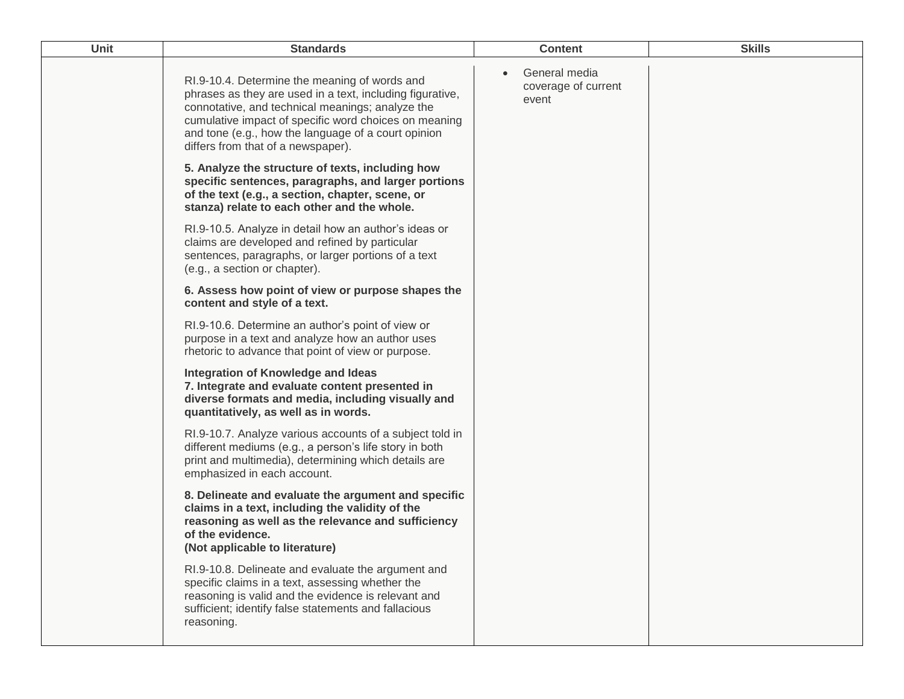| Unit | Standards | Content | Skills |
| --- | --- | --- | --- |
| | RI.9-10.4. Determine the meaning of words and phrases as they are used in a text, including figurative, connotative, and technical meanings; analyze the cumulative impact of specific word choices on meaning and tone (e.g., how the language of a court opinion differs from that of a newspaper).<br><br>**5. Analyze the structure of texts, including how specific sentences, paragraphs, and larger portions of the text (e.g., a section, chapter, scene, or stanza) relate to each other and the whole.**<br><br>RI.9-10.5. Analyze in detail how an author's ideas or claims are developed and refined by particular sentences, paragraphs, or larger portions of a text (e.g., a section or chapter).<br><br>**6. Assess how point of view or purpose shapes the content and style of a text.**<br><br>RI.9-10.6. Determine an author's point of view or purpose in a text and analyze how an author uses rhetoric to advance that point of view or purpose.<br><br>**Integration of Knowledge and Ideas**<br>**7. Integrate and evaluate content presented in diverse formats and media, including visually and quantitatively, as well as in words.**<br><br>RI.9-10.7. Analyze various accounts of a subject told in different mediums (e.g., a person's life story in both print and multimedia), determining which details are emphasized in each account.<br><br>**8. Delineate and evaluate the argument and specific claims in a text, including the validity of the reasoning as well as the relevance and sufficiency of the evidence.**<br>**(Not applicable to literature)**<br><br>RI.9-10.8. Delineate and evaluate the argument and specific claims in a text, assessing whether the reasoning is valid and the evidence is relevant and sufficient; identify false statements and fallacious reasoning. | • General media coverage of current event | |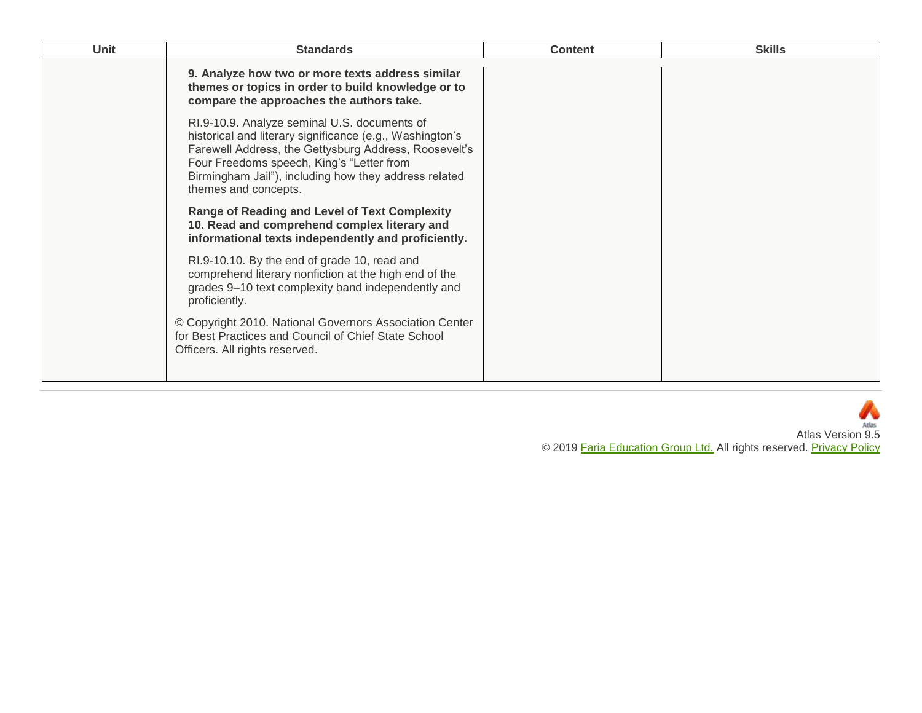| Unit | Standards | Content | Skills |
|---|---|---|---|
| | **9. Analyze how two or more texts address similar themes or topics in order to build knowledge or to compare the approaches the authors take.**<br><br>RI.9-10.9. Analyze seminal U.S. documents of historical and literary significance (e.g., Washington's Farewell Address, the Gettysburg Address, Roosevelt's Four Freedoms speech, King's "Letter from Birmingham Jail"), including how they address related themes and concepts.<br><br>**Range of Reading and Level of Text Complexity**<br>**10. Read and comprehend complex literary and informational texts independently and proficiently.**<br><br>RI.9-10.10. By the end of grade 10, read and comprehend literary nonfiction at the high end of the grades 9–10 text complexity band independently and proficiently.<br><br>© Copyright 2010. National Governors Association Center for Best Practices and Council of Chief State School Officers. All rights reserved. | | |

Atlas Version 9.5
© 2019 Faria Education Group Ltd. All rights reserved. Privacy Policy